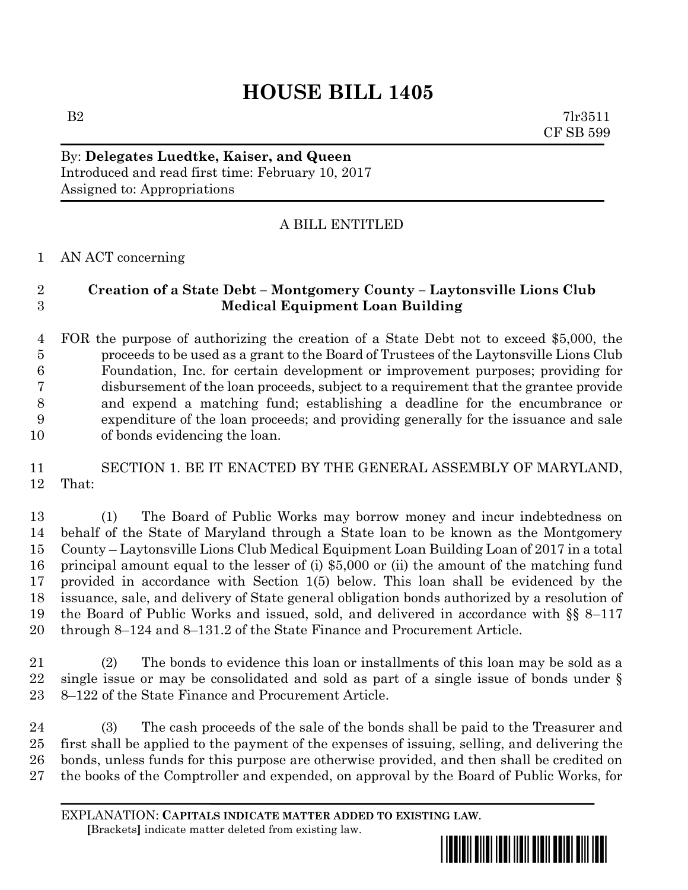# HOUSE BILL 1405

B2 7lr3511
CF SB 599

By: **Delegates Luedtke, Kaiser, and Queen**
Introduced and read first time: February 10, 2017
Assigned to: Appropriations

A BILL ENTITLED

AN ACT concerning

**Creation of a State Debt – Montgomery County – Laytonsville Lions Club Medical Equipment Loan Building**

FOR the purpose of authorizing the creation of a State Debt not to exceed $5,000, the proceeds to be used as a grant to the Board of Trustees of the Laytonsville Lions Club Foundation, Inc. for certain development or improvement purposes; providing for disbursement of the loan proceeds, subject to a requirement that the grantee provide and expend a matching fund; establishing a deadline for the encumbrance or expenditure of the loan proceeds; and providing generally for the issuance and sale of bonds evidencing the loan.

SECTION 1. BE IT ENACTED BY THE GENERAL ASSEMBLY OF MARYLAND, That:

(1) The Board of Public Works may borrow money and incur indebtedness on behalf of the State of Maryland through a State loan to be known as the Montgomery County – Laytonsville Lions Club Medical Equipment Loan Building Loan of 2017 in a total principal amount equal to the lesser of (i) $5,000 or (ii) the amount of the matching fund provided in accordance with Section 1(5) below. This loan shall be evidenced by the issuance, sale, and delivery of State general obligation bonds authorized by a resolution of the Board of Public Works and issued, sold, and delivered in accordance with §§ 8–117 through 8–124 and 8–131.2 of the State Finance and Procurement Article.

(2) The bonds to evidence this loan or installments of this loan may be sold as a single issue or may be consolidated and sold as part of a single issue of bonds under § 8–122 of the State Finance and Procurement Article.

(3) The cash proceeds of the sale of the bonds shall be paid to the Treasurer and first shall be applied to the payment of the expenses of issuing, selling, and delivering the bonds, unless funds for this purpose are otherwise provided, and then shall be credited on the books of the Comptroller and expended, on approval by the Board of Public Works, for

EXPLANATION: **CAPITALS INDICATE MATTER ADDED TO EXISTING LAW**.
**[**Brackets**]** indicate matter deleted from existing law.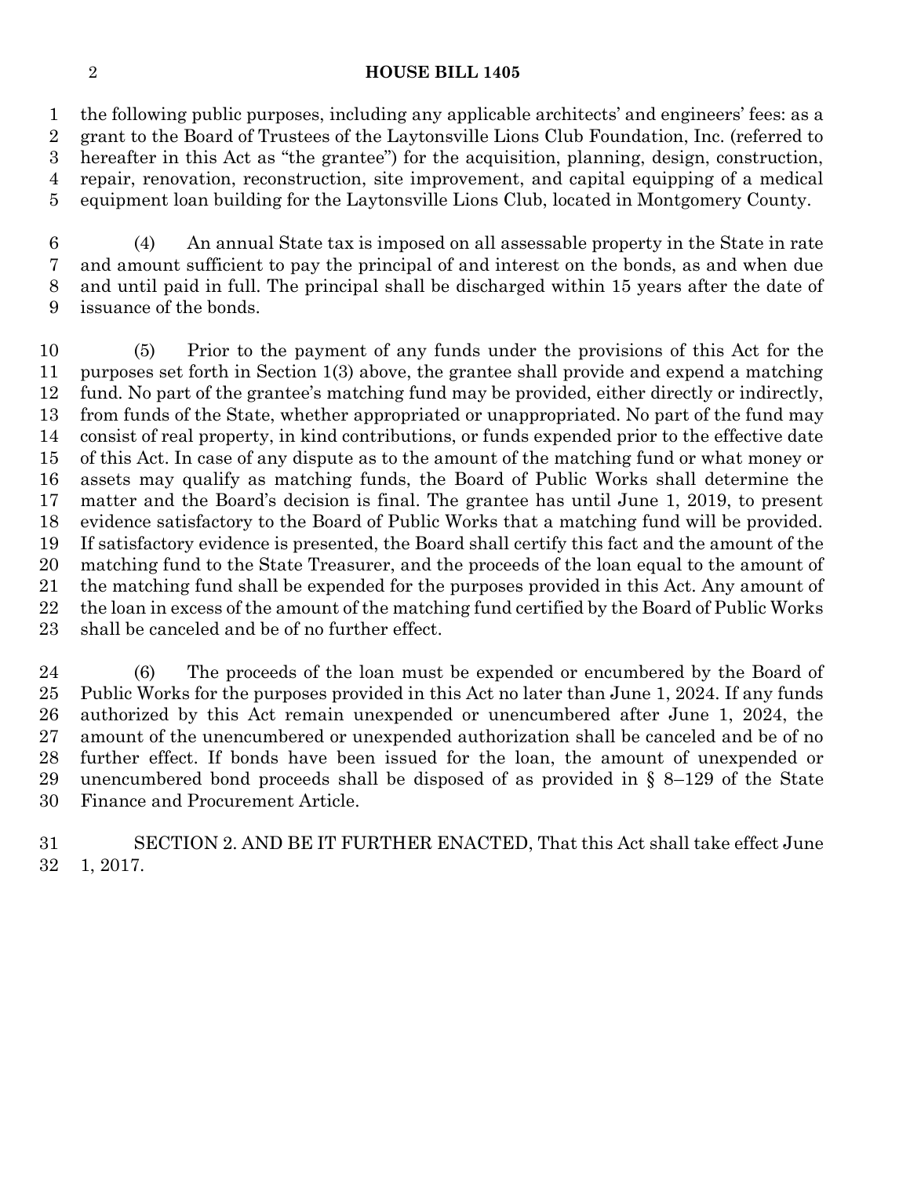the following public purposes, including any applicable architects' and engineers' fees: as a grant to the Board of Trustees of the Laytonsville Lions Club Foundation, Inc. (referred to hereafter in this Act as "the grantee") for the acquisition, planning, design, construction, repair, renovation, reconstruction, site improvement, and capital equipping of a medical equipment loan building for the Laytonsville Lions Club, located in Montgomery County.

(4) An annual State tax is imposed on all assessable property in the State in rate and amount sufficient to pay the principal of and interest on the bonds, as and when due and until paid in full. The principal shall be discharged within 15 years after the date of issuance of the bonds.

(5) Prior to the payment of any funds under the provisions of this Act for the purposes set forth in Section 1(3) above, the grantee shall provide and expend a matching fund. No part of the grantee's matching fund may be provided, either directly or indirectly, from funds of the State, whether appropriated or unappropriated. No part of the fund may consist of real property, in kind contributions, or funds expended prior to the effective date of this Act. In case of any dispute as to the amount of the matching fund or what money or assets may qualify as matching funds, the Board of Public Works shall determine the matter and the Board's decision is final. The grantee has until June 1, 2019, to present evidence satisfactory to the Board of Public Works that a matching fund will be provided. If satisfactory evidence is presented, the Board shall certify this fact and the amount of the matching fund to the State Treasurer, and the proceeds of the loan equal to the amount of the matching fund shall be expended for the purposes provided in this Act. Any amount of the loan in excess of the amount of the matching fund certified by the Board of Public Works shall be canceled and be of no further effect.

(6) The proceeds of the loan must be expended or encumbered by the Board of Public Works for the purposes provided in this Act no later than June 1, 2024. If any funds authorized by this Act remain unexpended or unencumbered after June 1, 2024, the amount of the unencumbered or unexpended authorization shall be canceled and be of no further effect. If bonds have been issued for the loan, the amount of unexpended or unencumbered bond proceeds shall be disposed of as provided in § 8–129 of the State Finance and Procurement Article.

SECTION 2. AND BE IT FURTHER ENACTED, That this Act shall take effect June 1, 2017.